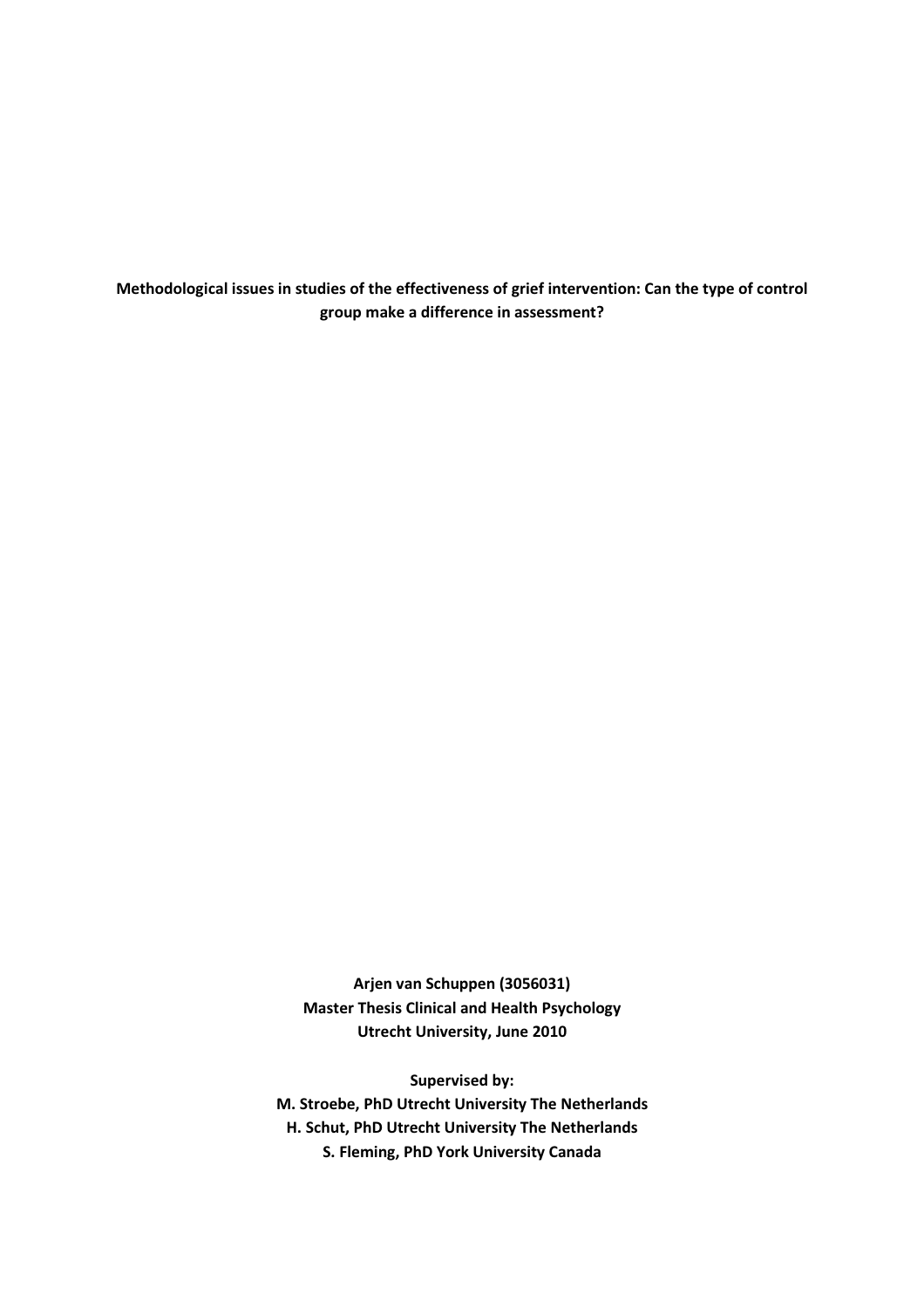**Methodological issues in studies of the effectiveness of grief intervention: Can the type of control group make a difference in assessment?**

**Arjen van Schuppen (3056031)**
**Master Thesis Clinical and Health Psychology**
**Utrecht University, June 2010**

**Supervised by:**
**M. Stroebe, PhD Utrecht University The Netherlands**
**H. Schut, PhD Utrecht University The Netherlands**
**S. Fleming, PhD York University Canada**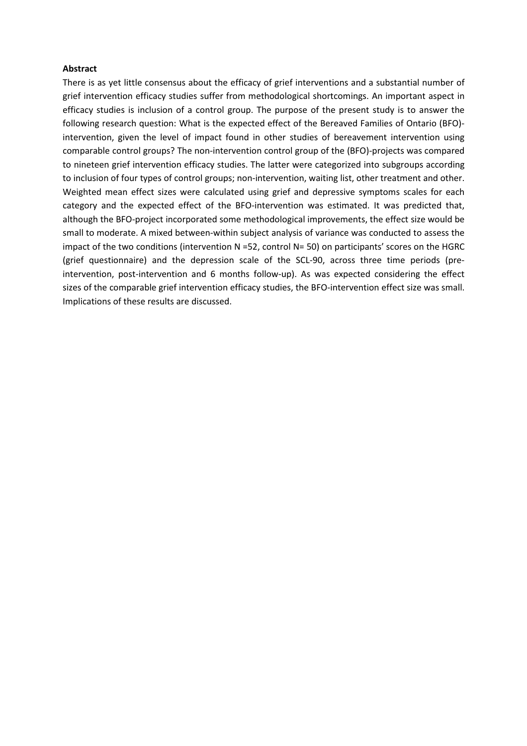**Abstract**

There is as yet little consensus about the efficacy of grief interventions and a substantial number of grief intervention efficacy studies suffer from methodological shortcomings. An important aspect in efficacy studies is inclusion of a control group. The purpose of the present study is to answer the following research question: What is the expected effect of the Bereaved Families of Ontario (BFO)-intervention, given the level of impact found in other studies of bereavement intervention using comparable control groups? The non-intervention control group of the (BFO)-projects was compared to nineteen grief intervention efficacy studies. The latter were categorized into subgroups according to inclusion of four types of control groups; non-intervention, waiting list, other treatment and other. Weighted mean effect sizes were calculated using grief and depressive symptoms scales for each category and the expected effect of the BFO-intervention was estimated. It was predicted that, although the BFO-project incorporated some methodological improvements, the effect size would be small to moderate. A mixed between-within subject analysis of variance was conducted to assess the impact of the two conditions (intervention N =52, control N= 50) on participants' scores on the HGRC (grief questionnaire) and the depression scale of the SCL-90, across three time periods (pre-intervention, post-intervention and 6 months follow-up). As was expected considering the effect sizes of the comparable grief intervention efficacy studies, the BFO-intervention effect size was small. Implications of these results are discussed.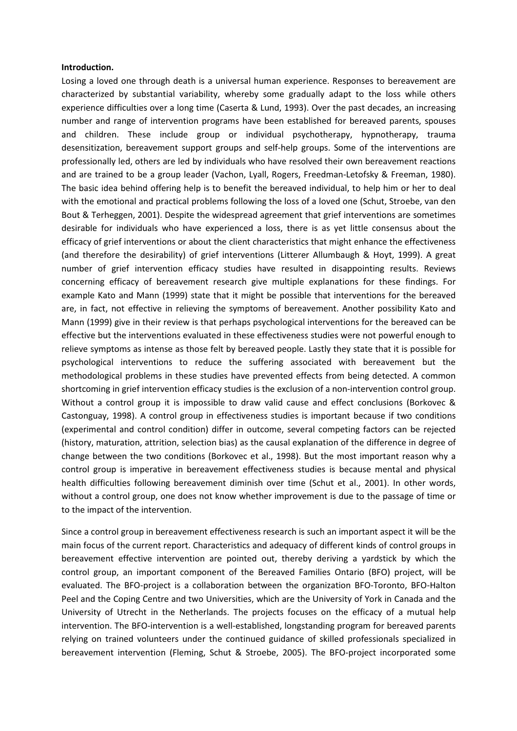**Introduction.**

Losing a loved one through death is a universal human experience. Responses to bereavement are characterized by substantial variability, whereby some gradually adapt to the loss while others experience difficulties over a long time (Caserta & Lund, 1993). Over the past decades, an increasing number and range of intervention programs have been established for bereaved parents, spouses and children. These include group or individual psychotherapy, hypnotherapy, trauma desensitization, bereavement support groups and self-help groups. Some of the interventions are professionally led, others are led by individuals who have resolved their own bereavement reactions and are trained to be a group leader (Vachon, Lyall, Rogers, Freedman-Letofsky & Freeman, 1980). The basic idea behind offering help is to benefit the bereaved individual, to help him or her to deal with the emotional and practical problems following the loss of a loved one (Schut, Stroebe, van den Bout & Terheggen, 2001). Despite the widespread agreement that grief interventions are sometimes desirable for individuals who have experienced a loss, there is as yet little consensus about the efficacy of grief interventions or about the client characteristics that might enhance the effectiveness (and therefore the desirability) of grief interventions (Litterer Allumbaugh & Hoyt, 1999). A great number of grief intervention efficacy studies have resulted in disappointing results. Reviews concerning efficacy of bereavement research give multiple explanations for these findings. For example Kato and Mann (1999) state that it might be possible that interventions for the bereaved are, in fact, not effective in relieving the symptoms of bereavement. Another possibility Kato and Mann (1999) give in their review is that perhaps psychological interventions for the bereaved can be effective but the interventions evaluated in these effectiveness studies were not powerful enough to relieve symptoms as intense as those felt by bereaved people. Lastly they state that it is possible for psychological interventions to reduce the suffering associated with bereavement but the methodological problems in these studies have prevented effects from being detected. A common shortcoming in grief intervention efficacy studies is the exclusion of a non-intervention control group. Without a control group it is impossible to draw valid cause and effect conclusions (Borkovec & Castonguay, 1998). A control group in effectiveness studies is important because if two conditions (experimental and control condition) differ in outcome, several competing factors can be rejected (history, maturation, attrition, selection bias) as the causal explanation of the difference in degree of change between the two conditions (Borkovec et al., 1998). But the most important reason why a control group is imperative in bereavement effectiveness studies is because mental and physical health difficulties following bereavement diminish over time (Schut et al., 2001). In other words, without a control group, one does not know whether improvement is due to the passage of time or to the impact of the intervention.

Since a control group in bereavement effectiveness research is such an important aspect it will be the main focus of the current report. Characteristics and adequacy of different kinds of control groups in bereavement effective intervention are pointed out, thereby deriving a yardstick by which the control group, an important component of the Bereaved Families Ontario (BFO) project, will be evaluated. The BFO-project is a collaboration between the organization BFO-Toronto, BFO-Halton Peel and the Coping Centre and two Universities, which are the University of York in Canada and the University of Utrecht in the Netherlands. The projects focuses on the efficacy of a mutual help intervention. The BFO-intervention is a well-established, longstanding program for bereaved parents relying on trained volunteers under the continued guidance of skilled professionals specialized in bereavement intervention (Fleming, Schut & Stroebe, 2005). The BFO-project incorporated some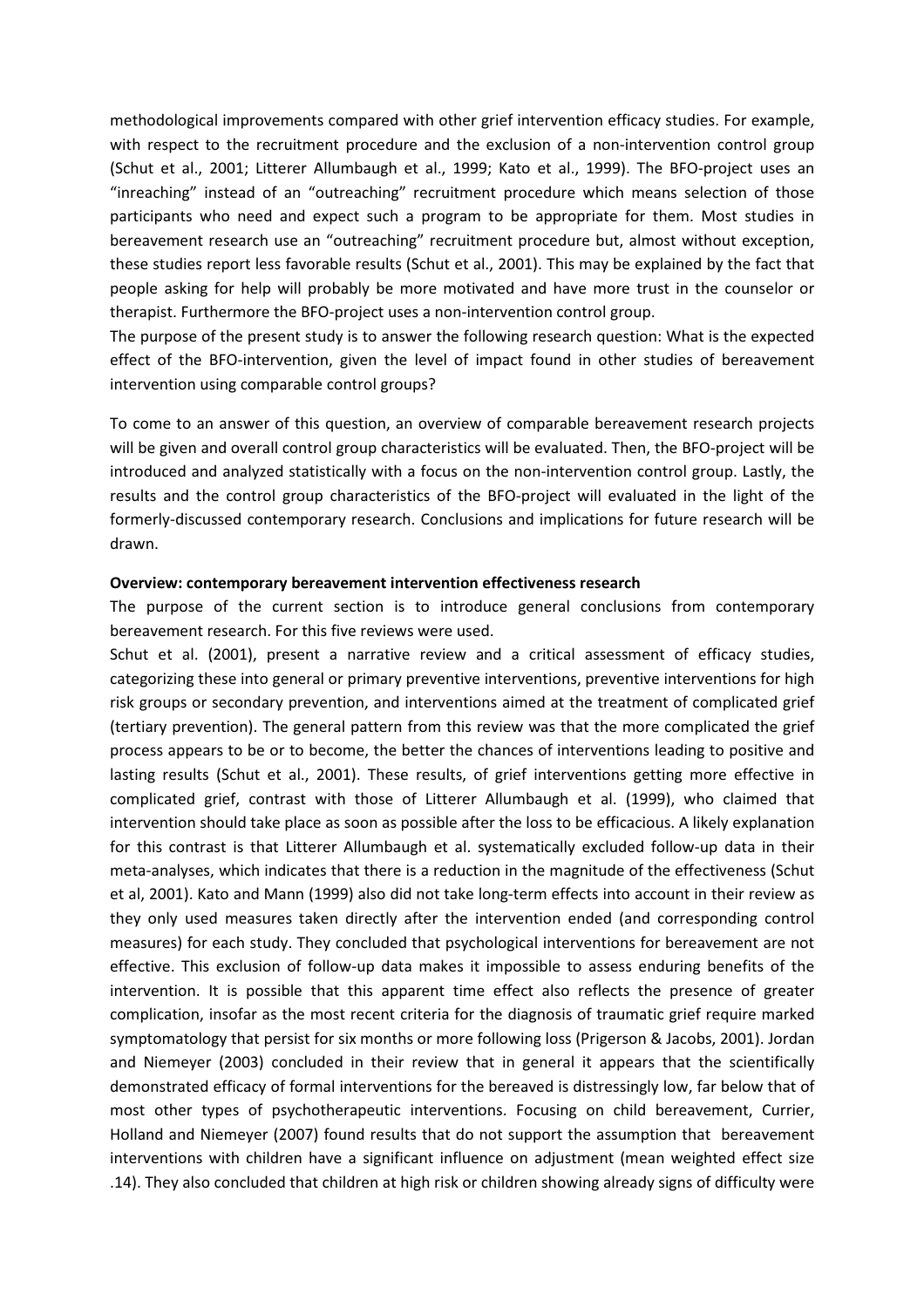methodological improvements compared with other grief intervention efficacy studies. For example, with respect to the recruitment procedure and the exclusion of a non-intervention control group (Schut et al., 2001; Litterer Allumbaugh et al., 1999; Kato et al., 1999). The BFO-project uses an "inreaching" instead of an "outreaching" recruitment procedure which means selection of those participants who need and expect such a program to be appropriate for them. Most studies in bereavement research use an "outreaching" recruitment procedure but, almost without exception, these studies report less favorable results (Schut et al., 2001). This may be explained by the fact that people asking for help will probably be more motivated and have more trust in the counselor or therapist. Furthermore the BFO-project uses a non-intervention control group.

The purpose of the present study is to answer the following research question: What is the expected effect of the BFO-intervention, given the level of impact found in other studies of bereavement intervention using comparable control groups?

To come to an answer of this question, an overview of comparable bereavement research projects will be given and overall control group characteristics will be evaluated. Then, the BFO-project will be introduced and analyzed statistically with a focus on the non-intervention control group. Lastly, the results and the control group characteristics of the BFO-project will evaluated in the light of the formerly-discussed contemporary research. Conclusions and implications for future research will be drawn.

**Overview: contemporary bereavement intervention effectiveness research**

The purpose of the current section is to introduce general conclusions from contemporary bereavement research. For this five reviews were used.

Schut et al. (2001), present a narrative review and a critical assessment of efficacy studies, categorizing these into general or primary preventive interventions, preventive interventions for high risk groups or secondary prevention, and interventions aimed at the treatment of complicated grief (tertiary prevention). The general pattern from this review was that the more complicated the grief process appears to be or to become, the better the chances of interventions leading to positive and lasting results (Schut et al., 2001). These results, of grief interventions getting more effective in complicated grief, contrast with those of Litterer Allumbaugh et al. (1999), who claimed that intervention should take place as soon as possible after the loss to be efficacious. A likely explanation for this contrast is that Litterer Allumbaugh et al. systematically excluded follow-up data in their meta-analyses, which indicates that there is a reduction in the magnitude of the effectiveness (Schut et al, 2001). Kato and Mann (1999) also did not take long-term effects into account in their review as they only used measures taken directly after the intervention ended (and corresponding control measures) for each study. They concluded that psychological interventions for bereavement are not effective. This exclusion of follow-up data makes it impossible to assess enduring benefits of the intervention. It is possible that this apparent time effect also reflects the presence of greater complication, insofar as the most recent criteria for the diagnosis of traumatic grief require marked symptomatology that persist for six months or more following loss (Prigerson & Jacobs, 2001). Jordan and Niemeyer (2003) concluded in their review that in general it appears that the scientifically demonstrated efficacy of formal interventions for the bereaved is distressingly low, far below that of most other types of psychotherapeutic interventions. Focusing on child bereavement, Currier, Holland and Niemeyer (2007) found results that do not support the assumption that bereavement interventions with children have a significant influence on adjustment (mean weighted effect size .14). They also concluded that children at high risk or children showing already signs of difficulty were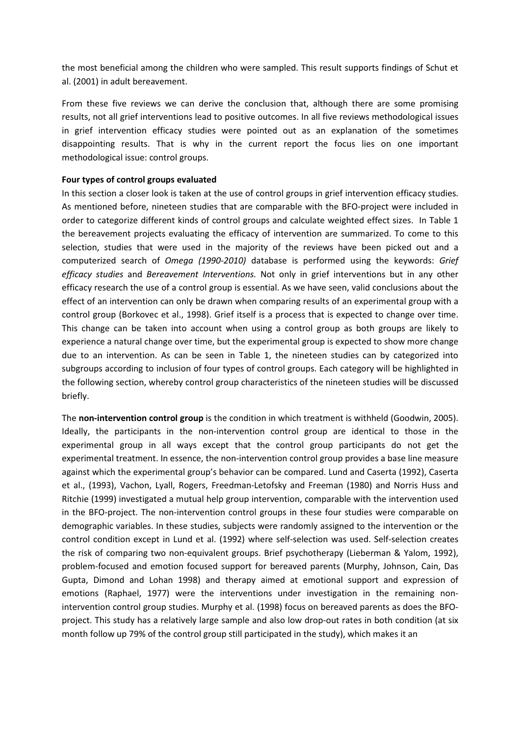the most beneficial among the children who were sampled. This result supports findings of Schut et al. (2001) in adult bereavement.

From these five reviews we can derive the conclusion that, although there are some promising results, not all grief interventions lead to positive outcomes. In all five reviews methodological issues in grief intervention efficacy studies were pointed out as an explanation of the sometimes disappointing results. That is why in the current report the focus lies on one important methodological issue: control groups.

**Four types of control groups evaluated**

In this section a closer look is taken at the use of control groups in grief intervention efficacy studies. As mentioned before, nineteen studies that are comparable with the BFO-project were included in order to categorize different kinds of control groups and calculate weighted effect sizes. In Table 1 the bereavement projects evaluating the efficacy of intervention are summarized. To come to this selection, studies that were used in the majority of the reviews have been picked out and a computerized search of *Omega (1990-2010)* database is performed using the keywords: *Grief efficacy studies* and *Bereavement Interventions.* Not only in grief interventions but in any other efficacy research the use of a control group is essential. As we have seen, valid conclusions about the effect of an intervention can only be drawn when comparing results of an experimental group with a control group (Borkovec et al., 1998). Grief itself is a process that is expected to change over time. This change can be taken into account when using a control group as both groups are likely to experience a natural change over time, but the experimental group is expected to show more change due to an intervention. As can be seen in Table 1, the nineteen studies can by categorized into subgroups according to inclusion of four types of control groups. Each category will be highlighted in the following section, whereby control group characteristics of the nineteen studies will be discussed briefly.

The **non-intervention control group** is the condition in which treatment is withheld (Goodwin, 2005). Ideally, the participants in the non-intervention control group are identical to those in the experimental group in all ways except that the control group participants do not get the experimental treatment. In essence, the non-intervention control group provides a base line measure against which the experimental group's behavior can be compared. Lund and Caserta (1992), Caserta et al., (1993), Vachon, Lyall, Rogers, Freedman-Letofsky and Freeman (1980) and Norris Huss and Ritchie (1999) investigated a mutual help group intervention, comparable with the intervention used in the BFO-project. The non-intervention control groups in these four studies were comparable on demographic variables. In these studies, subjects were randomly assigned to the intervention or the control condition except in Lund et al. (1992) where self-selection was used. Self-selection creates the risk of comparing two non-equivalent groups. Brief psychotherapy (Lieberman & Yalom, 1992), problem-focused and emotion focused support for bereaved parents (Murphy, Johnson, Cain, Das Gupta, Dimond and Lohan 1998) and therapy aimed at emotional support and expression of emotions (Raphael, 1977) were the interventions under investigation in the remaining non-intervention control group studies. Murphy et al. (1998) focus on bereaved parents as does the BFO-project. This study has a relatively large sample and also low drop-out rates in both condition (at six month follow up 79% of the control group still participated in the study), which makes it an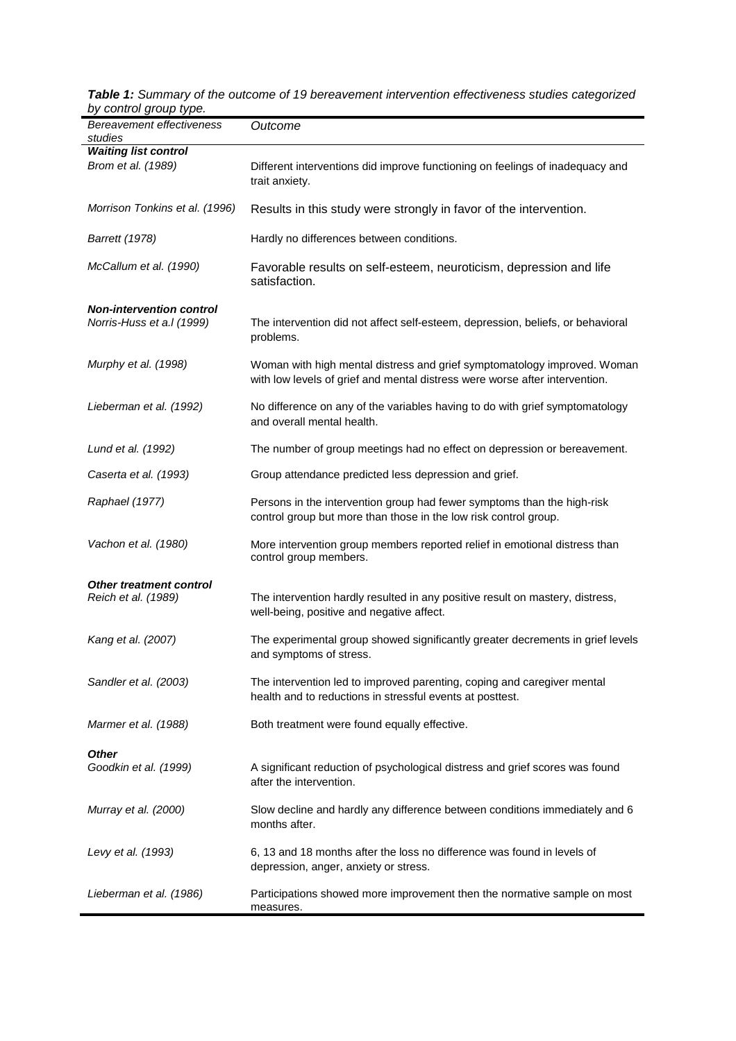***Table 1:*** *Summary of the outcome of 19 bereavement intervention effectiveness studies categorized by control group type.*

| *Bereavement effectiveness studies* | *Outcome* |
|---|---|
| ***Waiting list control*** | |
| *Brom et al. (1989)* | Different interventions did improve functioning on feelings of inadequacy and trait anxiety. |
| *Morrison Tonkins et al. (1996)* | Results in this study were strongly in favor of the intervention. |
| *Barrett (1978)* | Hardly no differences between conditions. |
| *McCallum et al. (1990)* | Favorable results on self-esteem, neuroticism, depression and life satisfaction. |
| ***Non-intervention control*** | |
| *Norris-Huss et a.l (1999)* | The intervention did not affect self-esteem, depression, beliefs, or behavioral problems. |
| *Murphy et al. (1998)* | Woman with high mental distress and grief symptomatology improved. Woman with low levels of grief and mental distress were worse after intervention. |
| *Lieberman et al. (1992)* | No difference on any of the variables having to do with grief symptomatology and overall mental health. |
| *Lund et al. (1992)* | The number of group meetings had no effect on depression or bereavement. |
| *Caserta et al. (1993)* | Group attendance predicted less depression and grief. |
| *Raphael (1977)* | Persons in the intervention group had fewer symptoms than the high-risk control group but more than those in the low risk control group. |
| *Vachon et al. (1980)* | More intervention group members reported relief in emotional distress than control group members. |
| ***Other treatment control*** | |
| *Reich et al. (1989)* | The intervention hardly resulted in any positive result on mastery, distress, well-being, positive and negative affect. |
| *Kang et al. (2007)* | The experimental group showed significantly greater decrements in grief levels and symptoms of stress. |
| *Sandler et al. (2003)* | The intervention led to improved parenting, coping and caregiver mental health and to reductions in stressful events at posttest. |
| *Marmer et al. (1988)* | Both treatment were found equally effective. |
| ***Other*** | |
| *Goodkin et al. (1999)* | A significant reduction of psychological distress and grief scores was found after the intervention. |
| *Murray et al. (2000)* | Slow decline and hardly any difference between conditions immediately and 6 months after. |
| *Levy et al. (1993)* | 6, 13 and 18 months after the loss no difference was found in levels of depression, anger, anxiety or stress. |
| *Lieberman et al. (1986)* | Participations showed more improvement then the normative sample on most measures. |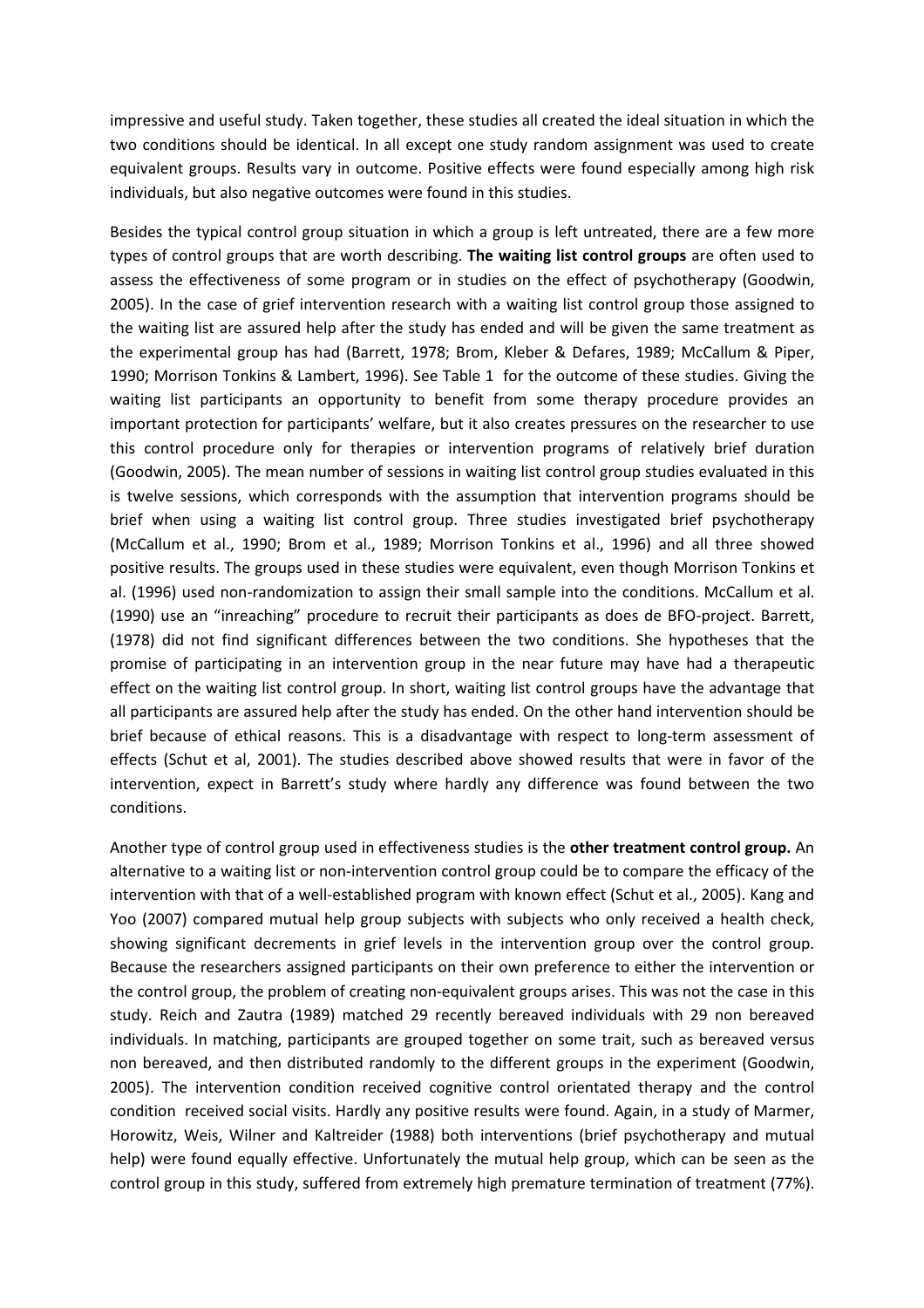impressive and useful study. Taken together, these studies all created the ideal situation in which the two conditions should be identical. In all except one study random assignment was used to create equivalent groups. Results vary in outcome. Positive effects were found especially among high risk individuals, but also negative outcomes were found in this studies.

Besides the typical control group situation in which a group is left untreated, there are a few more types of control groups that are worth describing. **The waiting list control groups** are often used to assess the effectiveness of some program or in studies on the effect of psychotherapy (Goodwin, 2005). In the case of grief intervention research with a waiting list control group those assigned to the waiting list are assured help after the study has ended and will be given the same treatment as the experimental group has had (Barrett, 1978; Brom, Kleber & Defares, 1989; McCallum & Piper, 1990; Morrison Tonkins & Lambert, 1996). See Table 1 for the outcome of these studies. Giving the waiting list participants an opportunity to benefit from some therapy procedure provides an important protection for participants' welfare, but it also creates pressures on the researcher to use this control procedure only for therapies or intervention programs of relatively brief duration (Goodwin, 2005). The mean number of sessions in waiting list control group studies evaluated in this is twelve sessions, which corresponds with the assumption that intervention programs should be brief when using a waiting list control group. Three studies investigated brief psychotherapy (McCallum et al., 1990; Brom et al., 1989; Morrison Tonkins et al., 1996) and all three showed positive results. The groups used in these studies were equivalent, even though Morrison Tonkins et al. (1996) used non-randomization to assign their small sample into the conditions. McCallum et al. (1990) use an "inreaching" procedure to recruit their participants as does de BFO-project. Barrett, (1978) did not find significant differences between the two conditions. She hypotheses that the promise of participating in an intervention group in the near future may have had a therapeutic effect on the waiting list control group. In short, waiting list control groups have the advantage that all participants are assured help after the study has ended. On the other hand intervention should be brief because of ethical reasons. This is a disadvantage with respect to long-term assessment of effects (Schut et al, 2001). The studies described above showed results that were in favor of the intervention, expect in Barrett's study where hardly any difference was found between the two conditions.

Another type of control group used in effectiveness studies is the **other treatment control group.** An alternative to a waiting list or non-intervention control group could be to compare the efficacy of the intervention with that of a well-established program with known effect (Schut et al., 2005). Kang and Yoo (2007) compared mutual help group subjects with subjects who only received a health check, showing significant decrements in grief levels in the intervention group over the control group. Because the researchers assigned participants on their own preference to either the intervention or the control group, the problem of creating non-equivalent groups arises. This was not the case in this study. Reich and Zautra (1989) matched 29 recently bereaved individuals with 29 non bereaved individuals. In matching, participants are grouped together on some trait, such as bereaved versus non bereaved, and then distributed randomly to the different groups in the experiment (Goodwin, 2005). The intervention condition received cognitive control orientated therapy and the control condition received social visits. Hardly any positive results were found. Again, in a study of Marmer, Horowitz, Weis, Wilner and Kaltreider (1988) both interventions (brief psychotherapy and mutual help) were found equally effective. Unfortunately the mutual help group, which can be seen as the control group in this study, suffered from extremely high premature termination of treatment (77%).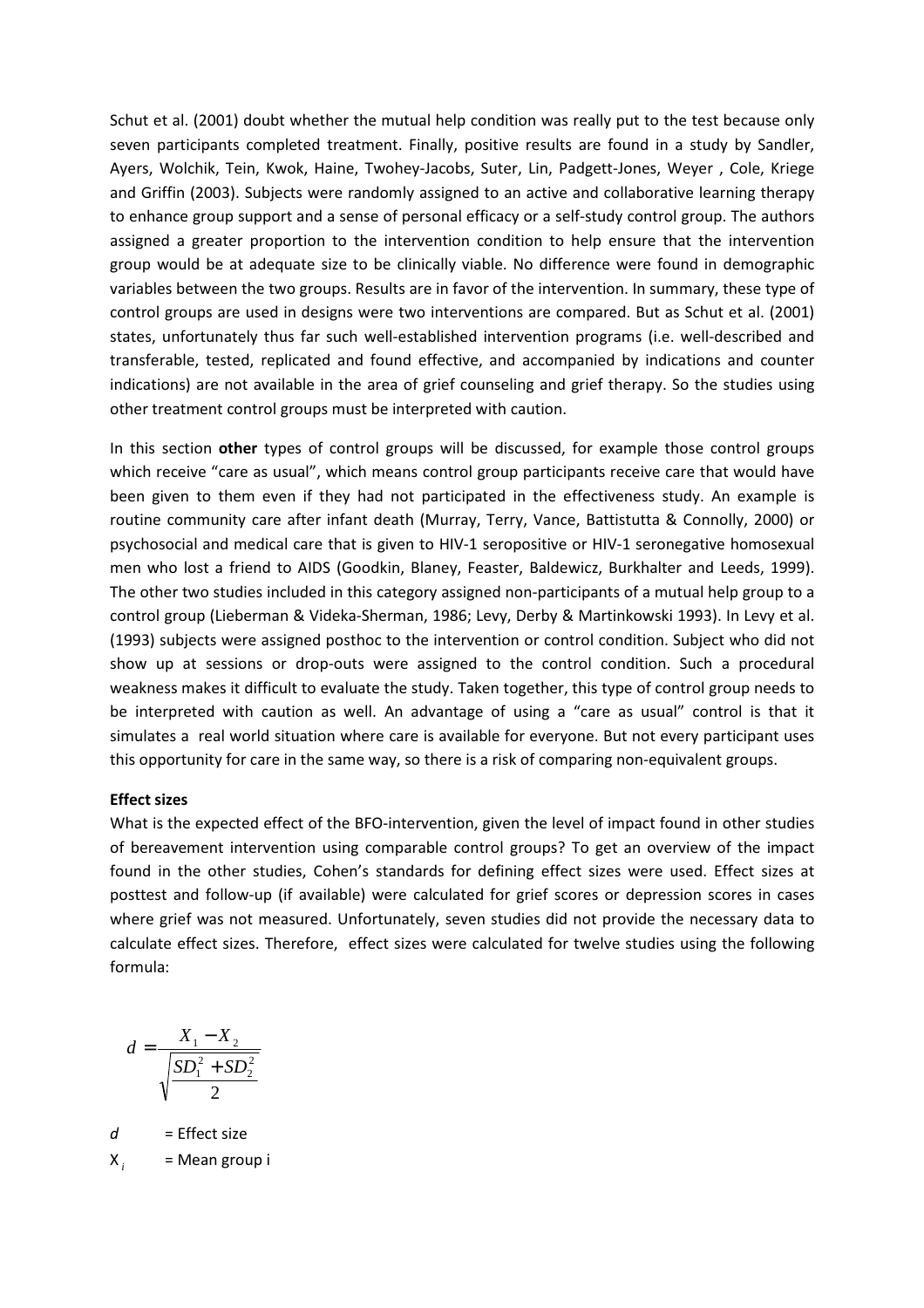Schut et al. (2001) doubt whether the mutual help condition was really put to the test because only seven participants completed treatment. Finally, positive results are found in a study by Sandler, Ayers, Wolchik, Tein, Kwok, Haine, Twohey-Jacobs, Suter, Lin, Padgett-Jones, Weyer , Cole, Kriege and Griffin (2003). Subjects were randomly assigned to an active and collaborative learning therapy to enhance group support and a sense of personal efficacy or a self-study control group. The authors assigned a greater proportion to the intervention condition to help ensure that the intervention group would be at adequate size to be clinically viable. No difference were found in demographic variables between the two groups. Results are in favor of the intervention. In summary, these type of control groups are used in designs were two interventions are compared. But as Schut et al. (2001) states, unfortunately thus far such well-established intervention programs (i.e. well-described and transferable, tested, replicated and found effective, and accompanied by indications and counter indications) are not available in the area of grief counseling and grief therapy. So the studies using other treatment control groups must be interpreted with caution.

In this section **other** types of control groups will be discussed, for example those control groups which receive "care as usual", which means control group participants receive care that would have been given to them even if they had not participated in the effectiveness study. An example is routine community care after infant death (Murray, Terry, Vance, Battistutta & Connolly, 2000) or psychosocial and medical care that is given to HIV-1 seropositive or HIV-1 seronegative homosexual men who lost a friend to AIDS (Goodkin, Blaney, Feaster, Baldewicz, Burkhalter and Leeds, 1999). The other two studies included in this category assigned non-participants of a mutual help group to a control group (Lieberman & Videka-Sherman, 1986; Levy, Derby & Martinkowski 1993). In Levy et al. (1993) subjects were assigned posthoc to the intervention or control condition. Subject who did not show up at sessions or drop-outs were assigned to the control condition. Such a procedural weakness makes it difficult to evaluate the study. Taken together, this type of control group needs to be interpreted with caution as well. An advantage of using a "care as usual" control is that it simulates a real world situation where care is available for everyone. But not every participant uses this opportunity for care in the same way, so there is a risk of comparing non-equivalent groups.

**Effect sizes**

What is the expected effect of the BFO-intervention, given the level of impact found in other studies of bereavement intervention using comparable control groups? To get an overview of the impact found in the other studies, Cohen's standards for defining effect sizes were used. Effect sizes at posttest and follow-up (if available) were calculated for grief scores or depression scores in cases where grief was not measured. Unfortunately, seven studies did not provide the necessary data to calculate effect sizes. Therefore, effect sizes were calculated for twelve studies using the following formula:

$$d = \frac{X_1 - X_2}{\sqrt{\dfrac{SD_1^2 + SD_2^2}{2}}}$$

$d$ = Effect size

$X_i$ = Mean group i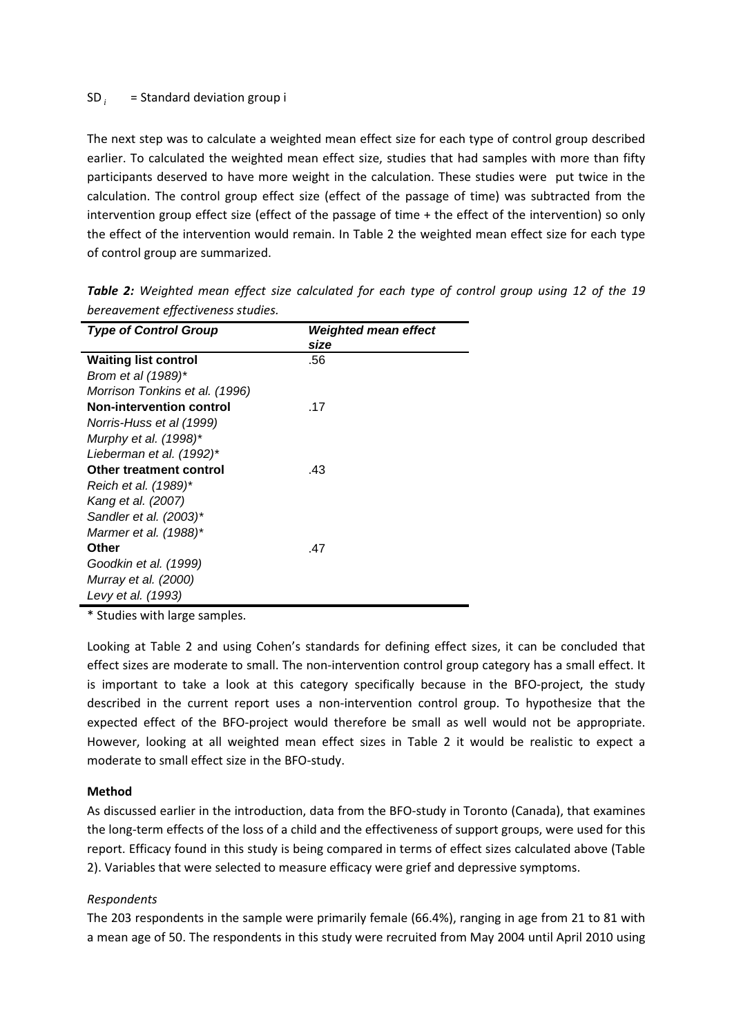$SD_i$ = Standard deviation group i

The next step was to calculate a weighted mean effect size for each type of control group described earlier. To calculated the weighted mean effect size, studies that had samples with more than fifty participants deserved to have more weight in the calculation. These studies were put twice in the calculation. The control group effect size (effect of the passage of time) was subtracted from the intervention group effect size (effect of the passage of time + the effect of the intervention) so only the effect of the intervention would remain. In Table 2 the weighted mean effect size for each type of control group are summarized.

***Table 2:*** *Weighted mean effect size calculated for each type of control group using 12 of the 19 bereavement effectiveness studies.*

| *Type of Control Group* | *Weighted mean effect size* |
|---|---|
| **Waiting list control** | .56 |
| *Brom et al (1989)** | |
| *Morrison Tonkins et al. (1996)* | |
| **Non-intervention control** | .17 |
| *Norris-Huss et al (1999)* | |
| *Murphy et al. (1998)** | |
| *Lieberman et al. (1992)** | |
| **Other treatment control** | .43 |
| *Reich et al. (1989)** | |
| *Kang et al. (2007)* | |
| *Sandler et al. (2003)** | |
| *Marmer et al. (1988)** | |
| **Other** | .47 |
| *Goodkin et al. (1999)* | |
| *Murray et al. (2000)* | |
| *Levy et al. (1993)* | |

\* Studies with large samples.

Looking at Table 2 and using Cohen's standards for defining effect sizes, it can be concluded that effect sizes are moderate to small. The non-intervention control group category has a small effect. It is important to take a look at this category specifically because in the BFO-project, the study described in the current report uses a non-intervention control group. To hypothesize that the expected effect of the BFO-project would therefore be small as well would not be appropriate. However, looking at all weighted mean effect sizes in Table 2 it would be realistic to expect a moderate to small effect size in the BFO-study.

**Method**

As discussed earlier in the introduction, data from the BFO-study in Toronto (Canada), that examines the long-term effects of the loss of a child and the effectiveness of support groups, were used for this report. Efficacy found in this study is being compared in terms of effect sizes calculated above (Table 2). Variables that were selected to measure efficacy were grief and depressive symptoms.

*Respondents*

The 203 respondents in the sample were primarily female (66.4%), ranging in age from 21 to 81 with a mean age of 50. The respondents in this study were recruited from May 2004 until April 2010 using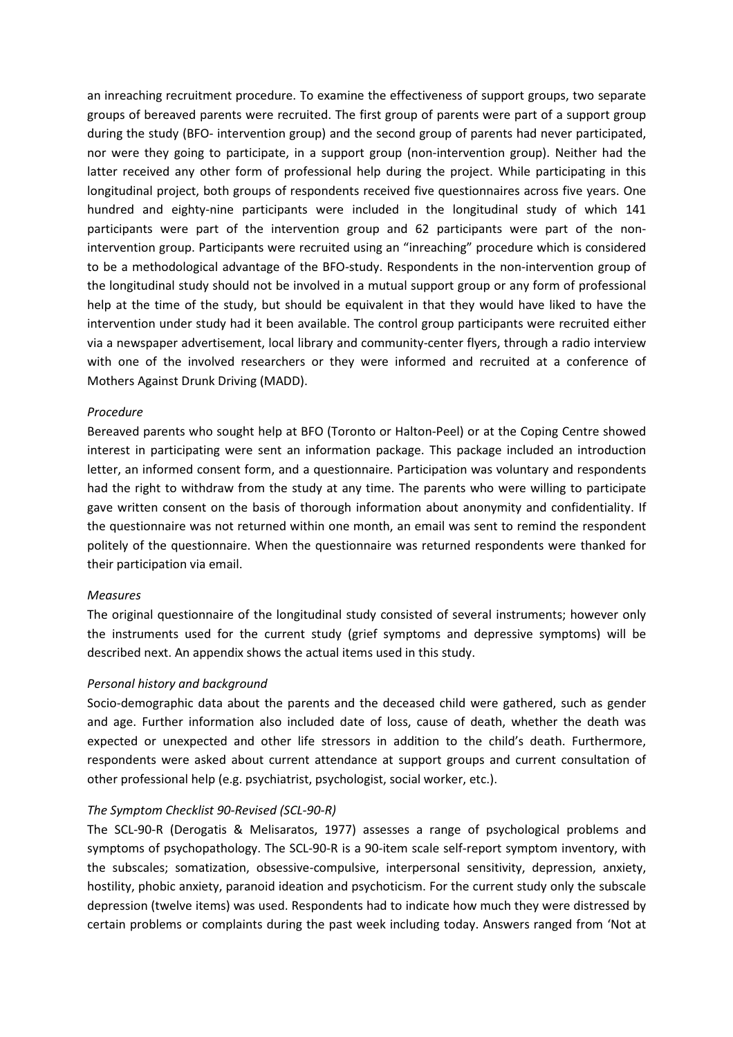an inreaching recruitment procedure. To examine the effectiveness of support groups, two separate groups of bereaved parents were recruited. The first group of parents were part of a support group during the study (BFO- intervention group) and the second group of parents had never participated, nor were they going to participate, in a support group (non-intervention group). Neither had the latter received any other form of professional help during the project. While participating in this longitudinal project, both groups of respondents received five questionnaires across five years. One hundred and eighty-nine participants were included in the longitudinal study of which 141 participants were part of the intervention group and 62 participants were part of the non-intervention group. Participants were recruited using an "inreaching" procedure which is considered to be a methodological advantage of the BFO-study. Respondents in the non-intervention group of the longitudinal study should not be involved in a mutual support group or any form of professional help at the time of the study, but should be equivalent in that they would have liked to have the intervention under study had it been available. The control group participants were recruited either via a newspaper advertisement, local library and community-center flyers, through a radio interview with one of the involved researchers or they were informed and recruited at a conference of Mothers Against Drunk Driving (MADD).

*Procedure*

Bereaved parents who sought help at BFO (Toronto or Halton-Peel) or at the Coping Centre showed interest in participating were sent an information package. This package included an introduction letter, an informed consent form, and a questionnaire. Participation was voluntary and respondents had the right to withdraw from the study at any time. The parents who were willing to participate gave written consent on the basis of thorough information about anonymity and confidentiality. If the questionnaire was not returned within one month, an email was sent to remind the respondent politely of the questionnaire. When the questionnaire was returned respondents were thanked for their participation via email.

*Measures*

The original questionnaire of the longitudinal study consisted of several instruments; however only the instruments used for the current study (grief symptoms and depressive symptoms) will be described next. An appendix shows the actual items used in this study.

*Personal history and background*

Socio-demographic data about the parents and the deceased child were gathered, such as gender and age. Further information also included date of loss, cause of death, whether the death was expected or unexpected and other life stressors in addition to the child's death. Furthermore, respondents were asked about current attendance at support groups and current consultation of other professional help (e.g. psychiatrist, psychologist, social worker, etc.).

*The Symptom Checklist 90-Revised (SCL-90-R)*

The SCL-90-R (Derogatis & Melisaratos, 1977) assesses a range of psychological problems and symptoms of psychopathology. The SCL-90-R is a 90-item scale self-report symptom inventory, with the subscales; somatization, obsessive-compulsive, interpersonal sensitivity, depression, anxiety, hostility, phobic anxiety, paranoid ideation and psychoticism. For the current study only the subscale depression (twelve items) was used. Respondents had to indicate how much they were distressed by certain problems or complaints during the past week including today. Answers ranged from 'Not at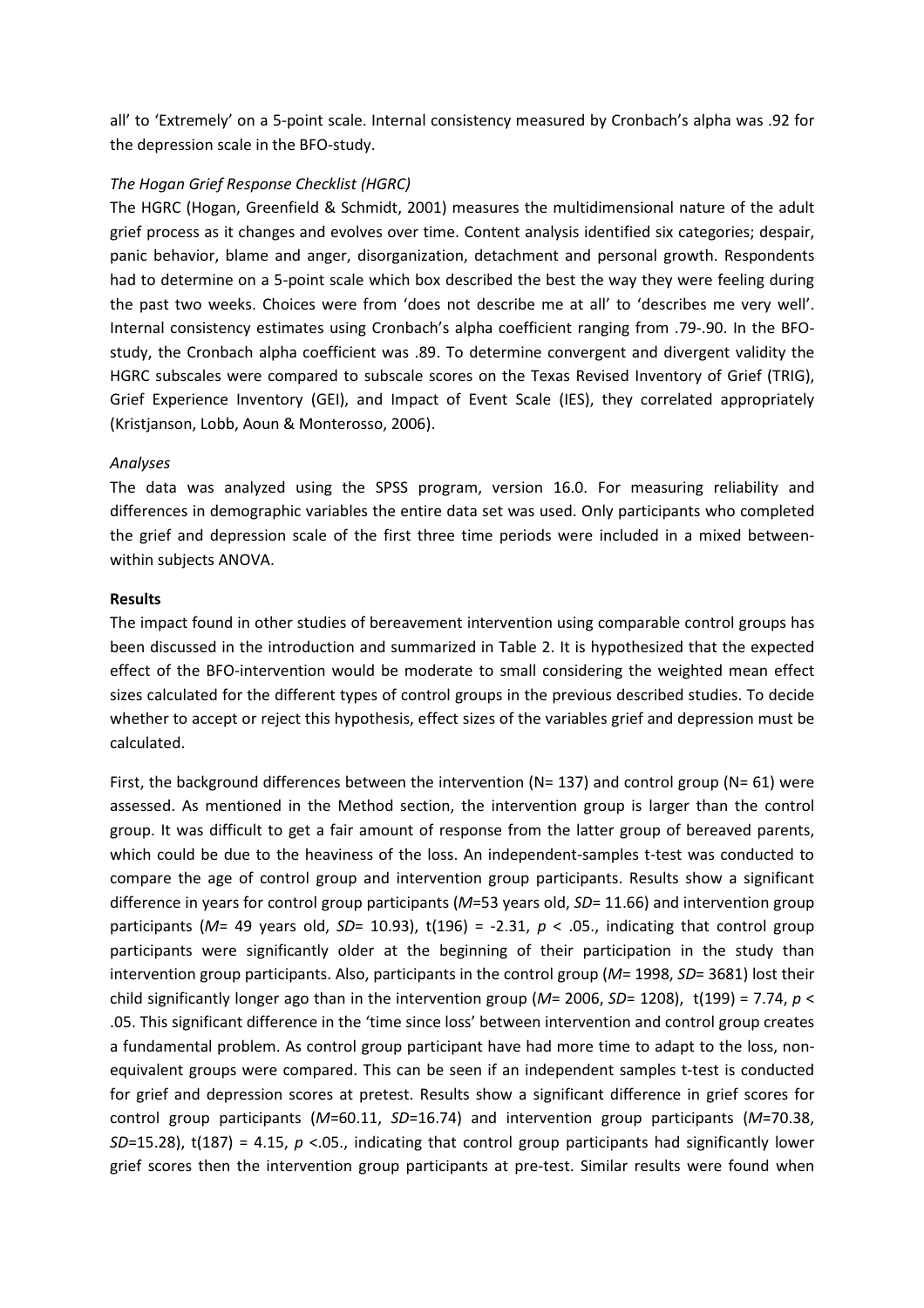all' to 'Extremely' on a 5-point scale. Internal consistency measured by Cronbach's alpha was .92 for the depression scale in the BFO-study.

*The Hogan Grief Response Checklist (HGRC)*

The HGRC (Hogan, Greenfield & Schmidt, 2001) measures the multidimensional nature of the adult grief process as it changes and evolves over time. Content analysis identified six categories; despair, panic behavior, blame and anger, disorganization, detachment and personal growth. Respondents had to determine on a 5-point scale which box described the best the way they were feeling during the past two weeks. Choices were from 'does not describe me at all' to 'describes me very well'. Internal consistency estimates using Cronbach's alpha coefficient ranging from .79-.90. In the BFO-study, the Cronbach alpha coefficient was .89. To determine convergent and divergent validity the HGRC subscales were compared to subscale scores on the Texas Revised Inventory of Grief (TRIG), Grief Experience Inventory (GEI), and Impact of Event Scale (IES), they correlated appropriately (Kristjanson, Lobb, Aoun & Monterosso, 2006).

*Analyses*

The data was analyzed using the SPSS program, version 16.0. For measuring reliability and differences in demographic variables the entire data set was used. Only participants who completed the grief and depression scale of the first three time periods were included in a mixed between-within subjects ANOVA.

**Results**

The impact found in other studies of bereavement intervention using comparable control groups has been discussed in the introduction and summarized in Table 2. It is hypothesized that the expected effect of the BFO-intervention would be moderate to small considering the weighted mean effect sizes calculated for the different types of control groups in the previous described studies. To decide whether to accept or reject this hypothesis, effect sizes of the variables grief and depression must be calculated.

First, the background differences between the intervention (N= 137) and control group (N= 61) were assessed. As mentioned in the Method section, the intervention group is larger than the control group. It was difficult to get a fair amount of response from the latter group of bereaved parents, which could be due to the heaviness of the loss. An independent-samples t-test was conducted to compare the age of control group and intervention group participants. Results show a significant difference in years for control group participants (*M*=53 years old, *SD*= 11.66) and intervention group participants (*M*= 49 years old, *SD*= 10.93), $t(196) = -2.31$, $p < .05$., indicating that control group participants were significantly older at the beginning of their participation in the study than intervention group participants. Also, participants in the control group (*M*= 1998, *SD*= 3681) lost their child significantly longer ago than in the intervention group (*M*= 2006, *SD*= 1208), $t(199) = 7.74$, $p < .05$. This significant difference in the 'time since loss' between intervention and control group creates a fundamental problem. As control group participant have had more time to adapt to the loss, non-equivalent groups were compared. This can be seen if an independent samples t-test is conducted for grief and depression scores at pretest. Results show a significant difference in grief scores for control group participants (*M*=60.11, *SD*=16.74) and intervention group participants (*M*=70.38, *SD*=15.28), $t(187) = 4.15$, $p <.05$., indicating that control group participants had significantly lower grief scores then the intervention group participants at pre-test. Similar results were found when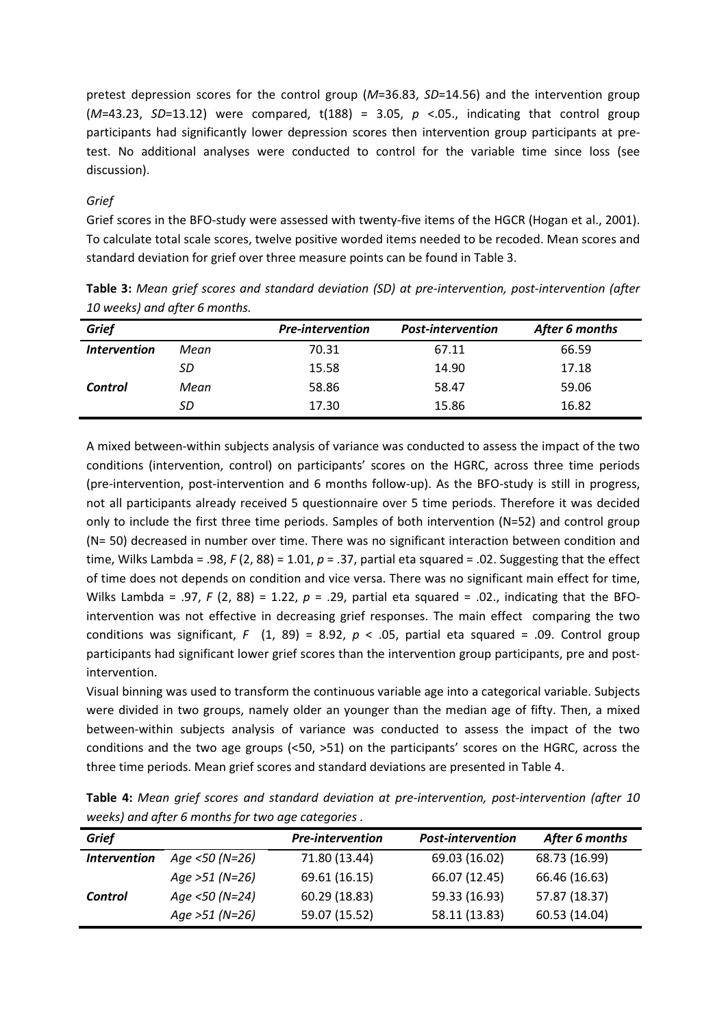pretest depression scores for the control group ($M$=36.83, $SD$=14.56) and the intervention group ($M$=43.23, $SD$=13.12) were compared, t(188) = 3.05, $p$ <.05., indicating that control group participants had significantly lower depression scores then intervention group participants at pre-test. No additional analyses were conducted to control for the variable time since loss (see discussion).

*Grief*

Grief scores in the BFO-study were assessed with twenty-five items of the HGCR (Hogan et al., 2001). To calculate total scale scores, twelve positive worded items needed to be recoded. Mean scores and standard deviation for grief over three measure points can be found in Table 3.

**Table 3:** *Mean grief scores and standard deviation (SD) at pre-intervention, post-intervention (after 10 weeks) and after 6 months.*

| *Grief* | | *Pre-intervention* | *Post-intervention* | *After 6 months* |
|---|---|---|---|---|
| ***Intervention*** | *Mean* | 70.31 | 67.11 | 66.59 |
| | *SD* | 15.58 | 14.90 | 17.18 |
| ***Control*** | *Mean* | 58.86 | 58.47 | 59.06 |
| | *SD* | 17.30 | 15.86 | 16.82 |

A mixed between-within subjects analysis of variance was conducted to assess the impact of the two conditions (intervention, control) on participants' scores on the HGRC, across three time periods (pre-intervention, post-intervention and 6 months follow-up). As the BFO-study is still in progress, not all participants already received 5 questionnaire over 5 time periods. Therefore it was decided only to include the first three time periods. Samples of both intervention (N=52) and control group (N= 50) decreased in number over time. There was no significant interaction between condition and time, Wilks Lambda = .98, $F$ (2, 88) = 1.01, $p$ = .37, partial eta squared = .02. Suggesting that the effect of time does not depends on condition and vice versa. There was no significant main effect for time, Wilks Lambda = .97, $F$ (2, 88) = 1.22, $p$ = .29, partial eta squared = .02., indicating that the BFO-intervention was not effective in decreasing grief responses. The main effect comparing the two conditions was significant, $F$ (1, 89) = 8.92, $p$ < .05, partial eta squared = .09. Control group participants had significant lower grief scores than the intervention group participants, pre and post-intervention.

Visual binning was used to transform the continuous variable age into a categorical variable. Subjects were divided in two groups, namely older an younger than the median age of fifty. Then, a mixed between-within subjects analysis of variance was conducted to assess the impact of the two conditions and the two age groups (<50, >51) on the participants' scores on the HGRC, across the three time periods. Mean grief scores and standard deviations are presented in Table 4.

**Table 4:** *Mean grief scores and standard deviation at pre-intervention, post-intervention (after 10 weeks) and after 6 months for two age categories .*

| *Grief* | | *Pre-intervention* | *Post-intervention* | *After 6 months* |
|---|---|---|---|---|
| ***Intervention*** | *Age <50 (N=26)* | 71.80 (13.44) | 69.03 (16.02) | 68.73 (16.99) |
| | *Age >51 (N=26)* | 69.61 (16.15) | 66.07 (12.45) | 66.46 (16.63) |
| ***Control*** | *Age <50 (N=24)* | 60.29 (18.83) | 59.33 (16.93) | 57.87 (18.37) |
| | *Age >51 (N=26)* | 59.07 (15.52) | 58.11 (13.83) | 60.53 (14.04) |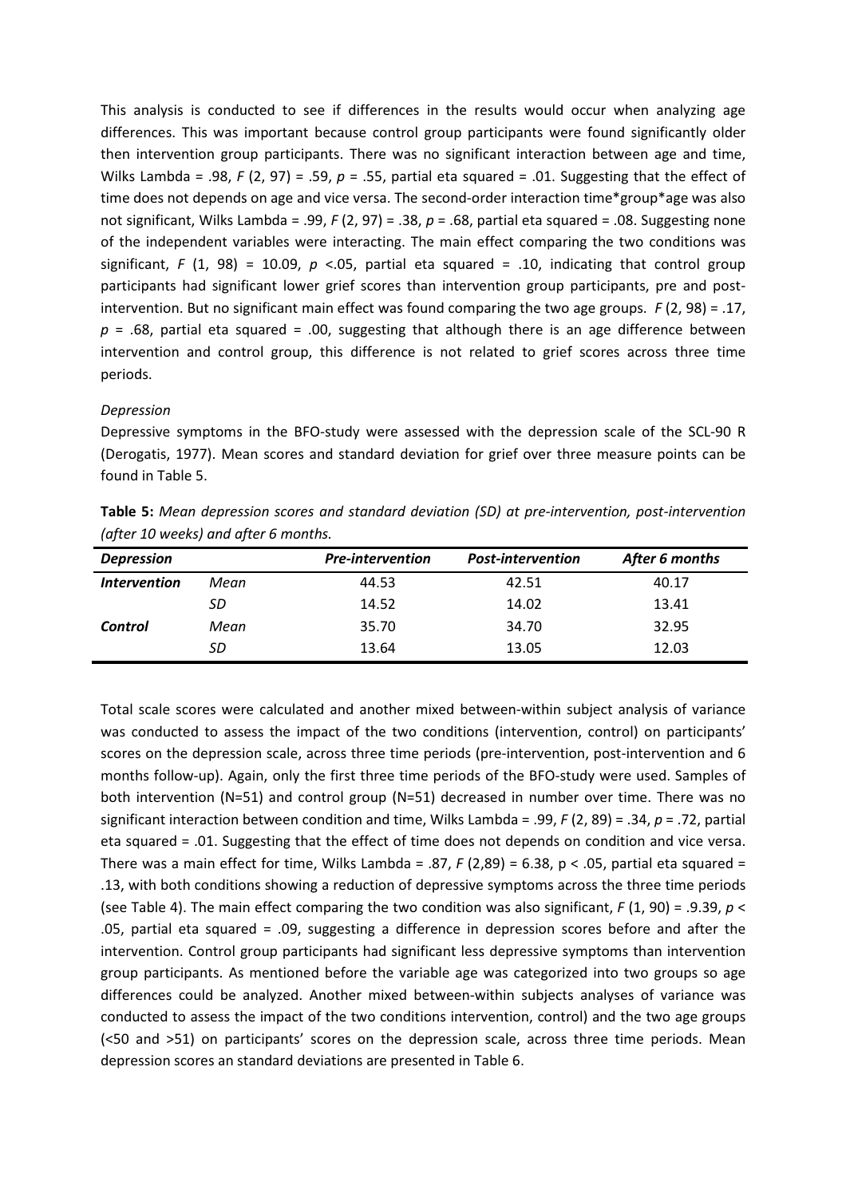This analysis is conducted to see if differences in the results would occur when analyzing age differences. This was important because control group participants were found significantly older then intervention group participants. There was no significant interaction between age and time, Wilks Lambda = .98, $F$ (2, 97) = .59, $p$ = .55, partial eta squared = .01. Suggesting that the effect of time does not depends on age and vice versa. The second-order interaction time*group*age was also not significant, Wilks Lambda = .99, $F$ (2, 97) = .38, $p$ = .68, partial eta squared = .08. Suggesting none of the independent variables were interacting. The main effect comparing the two conditions was significant, $F$ (1, 98) = 10.09, $p$ <.05, partial eta squared = .10, indicating that control group participants had significant lower grief scores than intervention group participants, pre and post-intervention. But no significant main effect was found comparing the two age groups. $F$ (2, 98) = .17, $p$ = .68, partial eta squared = .00, suggesting that although there is an age difference between intervention and control group, this difference is not related to grief scores across three time periods.

*Depression*

Depressive symptoms in the BFO-study were assessed with the depression scale of the SCL-90 R (Derogatis, 1977). Mean scores and standard deviation for grief over three measure points can be found in Table 5.

**Table 5:** *Mean depression scores and standard deviation (SD) at pre-intervention, post-intervention (after 10 weeks) and after 6 months.*

| *Depression* | | *Pre-intervention* | *Post-intervention* | *After 6 months* |
|---|---|---|---|---|
| ***Intervention*** | *Mean* | 44.53 | 42.51 | 40.17 |
| | *SD* | 14.52 | 14.02 | 13.41 |
| ***Control*** | *Mean* | 35.70 | 34.70 | 32.95 |
| | *SD* | 13.64 | 13.05 | 12.03 |

Total scale scores were calculated and another mixed between-within subject analysis of variance was conducted to assess the impact of the two conditions (intervention, control) on participants' scores on the depression scale, across three time periods (pre-intervention, post-intervention and 6 months follow-up). Again, only the first three time periods of the BFO-study were used. Samples of both intervention (N=51) and control group (N=51) decreased in number over time. There was no significant interaction between condition and time, Wilks Lambda = .99, $F$ (2, 89) = .34, $p$ = .72, partial eta squared = .01. Suggesting that the effect of time does not depends on condition and vice versa. There was a main effect for time, Wilks Lambda = .87, $F$ (2,89) = 6.38, $p < .05$, partial eta squared = .13, with both conditions showing a reduction of depressive symptoms across the three time periods (see Table 4). The main effect comparing the two condition was also significant, $F$ (1, 90) = .9.39, $p <$ .05, partial eta squared = .09, suggesting a difference in depression scores before and after the intervention. Control group participants had significant less depressive symptoms than intervention group participants. As mentioned before the variable age was categorized into two groups so age differences could be analyzed. Another mixed between-within subjects analyses of variance was conducted to assess the impact of the two conditions intervention, control) and the two age groups (<50 and >51) on participants' scores on the depression scale, across three time periods. Mean depression scores an standard deviations are presented in Table 6.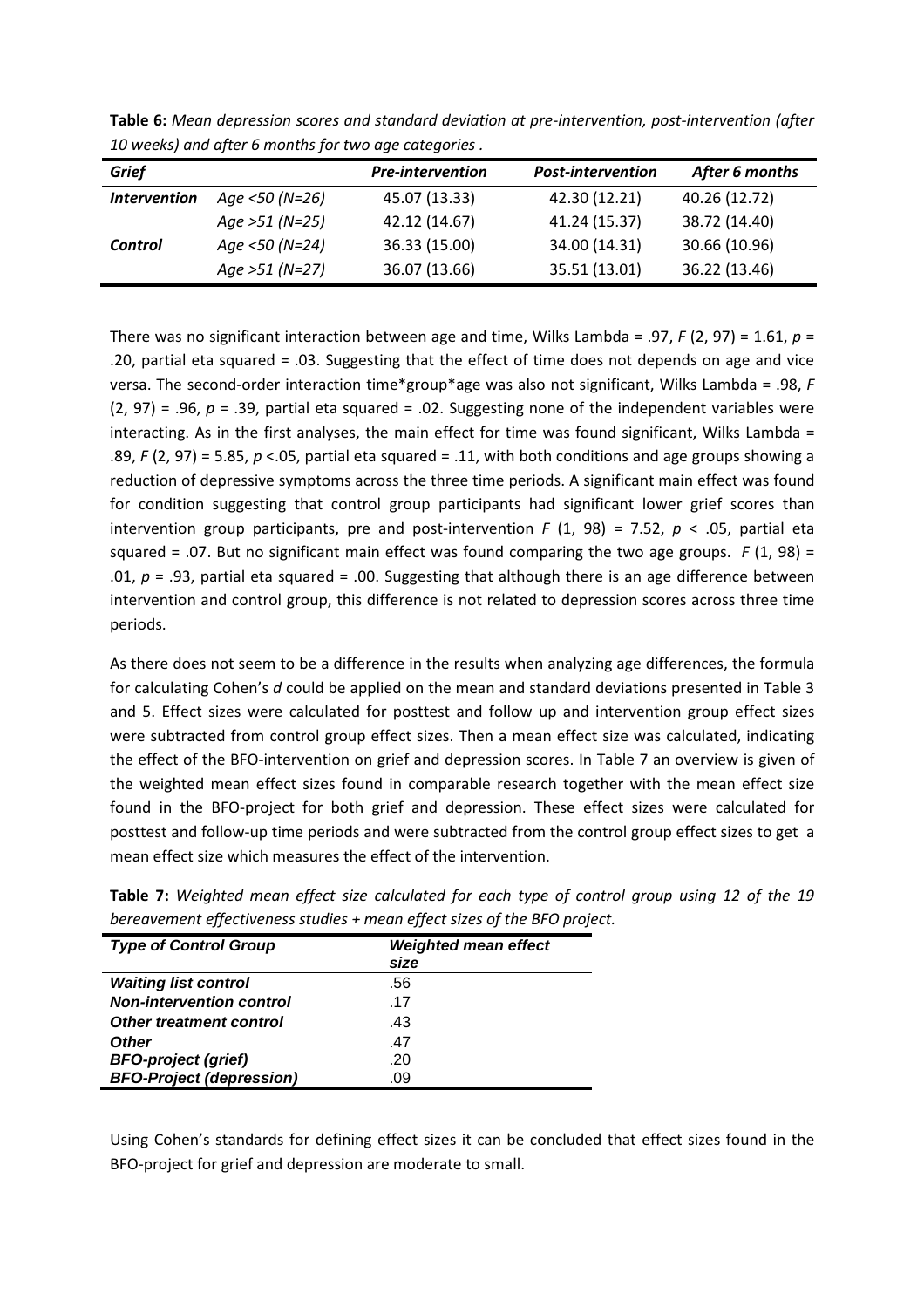**Table 6:** *Mean depression scores and standard deviation at pre-intervention, post-intervention (after 10 weeks) and after 6 months for two age categories .*

| *Grief* | | *Pre-intervention* | *Post-intervention* | *After 6 months* |
|---|---|---|---|---|
| ***Intervention*** | *Age <50 (N=26)* | 45.07 (13.33) | 42.30 (12.21) | 40.26 (12.72) |
| | *Age >51 (N=25)* | 42.12 (14.67) | 41.24 (15.37) | 38.72 (14.40) |
| ***Control*** | *Age <50 (N=24)* | 36.33 (15.00) | 34.00 (14.31) | 30.66 (10.96) |
| | *Age >51 (N=27)* | 36.07 (13.66) | 35.51 (13.01) | 36.22 (13.46) |

There was no significant interaction between age and time, Wilks Lambda = .97, $F$ (2, 97) = 1.61, $p$ = .20, partial eta squared = .03. Suggesting that the effect of time does not depends on age and vice versa. The second-order interaction time*group*age was also not significant, Wilks Lambda = .98, $F$ (2, 97) = .96, $p$ = .39, partial eta squared = .02. Suggesting none of the independent variables were interacting. As in the first analyses, the main effect for time was found significant, Wilks Lambda = .89, $F$ (2, 97) = 5.85, $p$ <.05, partial eta squared = .11, with both conditions and age groups showing a reduction of depressive symptoms across the three time periods. A significant main effect was found for condition suggesting that control group participants had significant lower grief scores than intervention group participants, pre and post-intervention $F$ (1, 98) = 7.52, $p$ < .05, partial eta squared = .07. But no significant main effect was found comparing the two age groups. $F$ (1, 98) = .01, $p$ = .93, partial eta squared = .00. Suggesting that although there is an age difference between intervention and control group, this difference is not related to depression scores across three time periods.

As there does not seem to be a difference in the results when analyzing age differences, the formula for calculating Cohen's $d$ could be applied on the mean and standard deviations presented in Table 3 and 5. Effect sizes were calculated for posttest and follow up and intervention group effect sizes were subtracted from control group effect sizes. Then a mean effect size was calculated, indicating the effect of the BFO-intervention on grief and depression scores. In Table 7 an overview is given of the weighted mean effect sizes found in comparable research together with the mean effect size found in the BFO-project for both grief and depression. These effect sizes were calculated for posttest and follow-up time periods and were subtracted from the control group effect sizes to get a mean effect size which measures the effect of the intervention.

**Table 7:** *Weighted mean effect size calculated for each type of control group using 12 of the 19 bereavement effectiveness studies + mean effect sizes of the BFO project.*

| *Type of Control Group* | *Weighted mean effect size* |
|---|---|
| ***Waiting list control*** | .56 |
| ***Non-intervention control*** | .17 |
| ***Other treatment control*** | .43 |
| ***Other*** | .47 |
| ***BFO-project (grief)*** | .20 |
| ***BFO-Project (depression)*** | .09 |

Using Cohen's standards for defining effect sizes it can be concluded that effect sizes found in the BFO-project for grief and depression are moderate to small.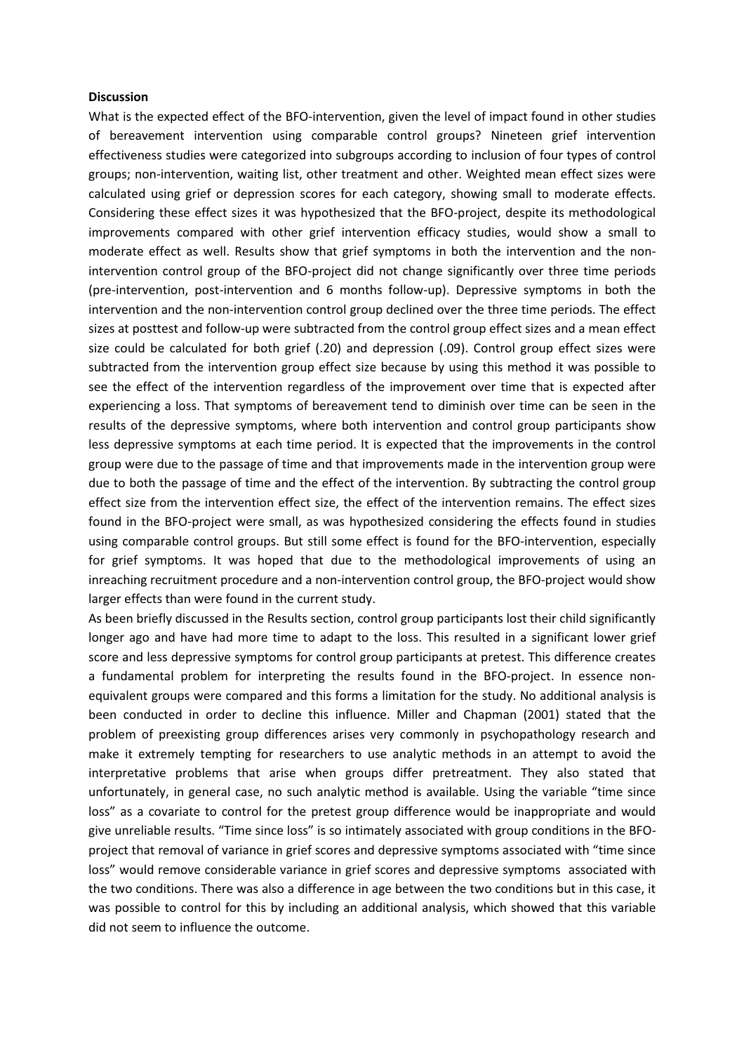**Discussion**

What is the expected effect of the BFO-intervention, given the level of impact found in other studies of bereavement intervention using comparable control groups? Nineteen grief intervention effectiveness studies were categorized into subgroups according to inclusion of four types of control groups; non-intervention, waiting list, other treatment and other. Weighted mean effect sizes were calculated using grief or depression scores for each category, showing small to moderate effects. Considering these effect sizes it was hypothesized that the BFO-project, despite its methodological improvements compared with other grief intervention efficacy studies, would show a small to moderate effect as well. Results show that grief symptoms in both the intervention and the non-intervention control group of the BFO-project did not change significantly over three time periods (pre-intervention, post-intervention and 6 months follow-up). Depressive symptoms in both the intervention and the non-intervention control group declined over the three time periods. The effect sizes at posttest and follow-up were subtracted from the control group effect sizes and a mean effect size could be calculated for both grief (.20) and depression (.09). Control group effect sizes were subtracted from the intervention group effect size because by using this method it was possible to see the effect of the intervention regardless of the improvement over time that is expected after experiencing a loss. That symptoms of bereavement tend to diminish over time can be seen in the results of the depressive symptoms, where both intervention and control group participants show less depressive symptoms at each time period. It is expected that the improvements in the control group were due to the passage of time and that improvements made in the intervention group were due to both the passage of time and the effect of the intervention. By subtracting the control group effect size from the intervention effect size, the effect of the intervention remains. The effect sizes found in the BFO-project were small, as was hypothesized considering the effects found in studies using comparable control groups. But still some effect is found for the BFO-intervention, especially for grief symptoms. It was hoped that due to the methodological improvements of using an inreaching recruitment procedure and a non-intervention control group, the BFO-project would show larger effects than were found in the current study.

As been briefly discussed in the Results section, control group participants lost their child significantly longer ago and have had more time to adapt to the loss. This resulted in a significant lower grief score and less depressive symptoms for control group participants at pretest. This difference creates a fundamental problem for interpreting the results found in the BFO-project. In essence non-equivalent groups were compared and this forms a limitation for the study. No additional analysis is been conducted in order to decline this influence. Miller and Chapman (2001) stated that the problem of preexisting group differences arises very commonly in psychopathology research and make it extremely tempting for researchers to use analytic methods in an attempt to avoid the interpretative problems that arise when groups differ pretreatment. They also stated that unfortunately, in general case, no such analytic method is available. Using the variable "time since loss" as a covariate to control for the pretest group difference would be inappropriate and would give unreliable results. "Time since loss" is so intimately associated with group conditions in the BFO-project that removal of variance in grief scores and depressive symptoms associated with "time since loss" would remove considerable variance in grief scores and depressive symptoms associated with the two conditions. There was also a difference in age between the two conditions but in this case, it was possible to control for this by including an additional analysis, which showed that this variable did not seem to influence the outcome.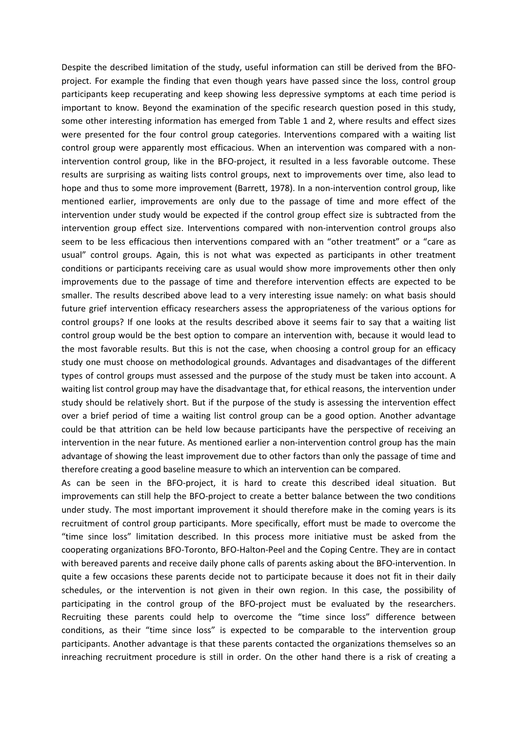Despite the described limitation of the study, useful information can still be derived from the BFO-project. For example the finding that even though years have passed since the loss, control group participants keep recuperating and keep showing less depressive symptoms at each time period is important to know. Beyond the examination of the specific research question posed in this study, some other interesting information has emerged from Table 1 and 2, where results and effect sizes were presented for the four control group categories. Interventions compared with a waiting list control group were apparently most efficacious. When an intervention was compared with a non-intervention control group, like in the BFO-project, it resulted in a less favorable outcome. These results are surprising as waiting lists control groups, next to improvements over time, also lead to hope and thus to some more improvement (Barrett, 1978). In a non-intervention control group, like mentioned earlier, improvements are only due to the passage of time and more effect of the intervention under study would be expected if the control group effect size is subtracted from the intervention group effect size. Interventions compared with non-intervention control groups also seem to be less efficacious then interventions compared with an "other treatment" or a "care as usual" control groups. Again, this is not what was expected as participants in other treatment conditions or participants receiving care as usual would show more improvements other then only improvements due to the passage of time and therefore intervention effects are expected to be smaller. The results described above lead to a very interesting issue namely: on what basis should future grief intervention efficacy researchers assess the appropriateness of the various options for control groups? If one looks at the results described above it seems fair to say that a waiting list control group would be the best option to compare an intervention with, because it would lead to the most favorable results. But this is not the case, when choosing a control group for an efficacy study one must choose on methodological grounds. Advantages and disadvantages of the different types of control groups must assessed and the purpose of the study must be taken into account. A waiting list control group may have the disadvantage that, for ethical reasons, the intervention under study should be relatively short. But if the purpose of the study is assessing the intervention effect over a brief period of time a waiting list control group can be a good option. Another advantage could be that attrition can be held low because participants have the perspective of receiving an intervention in the near future. As mentioned earlier a non-intervention control group has the main advantage of showing the least improvement due to other factors than only the passage of time and therefore creating a good baseline measure to which an intervention can be compared.

As can be seen in the BFO-project, it is hard to create this described ideal situation. But improvements can still help the BFO-project to create a better balance between the two conditions under study. The most important improvement it should therefore make in the coming years is its recruitment of control group participants. More specifically, effort must be made to overcome the "time since loss" limitation described. In this process more initiative must be asked from the cooperating organizations BFO-Toronto, BFO-Halton-Peel and the Coping Centre. They are in contact with bereaved parents and receive daily phone calls of parents asking about the BFO-intervention. In quite a few occasions these parents decide not to participate because it does not fit in their daily schedules, or the intervention is not given in their own region. In this case, the possibility of participating in the control group of the BFO-project must be evaluated by the researchers. Recruiting these parents could help to overcome the "time since loss" difference between conditions, as their "time since loss" is expected to be comparable to the intervention group participants. Another advantage is that these parents contacted the organizations themselves so an inreaching recruitment procedure is still in order. On the other hand there is a risk of creating a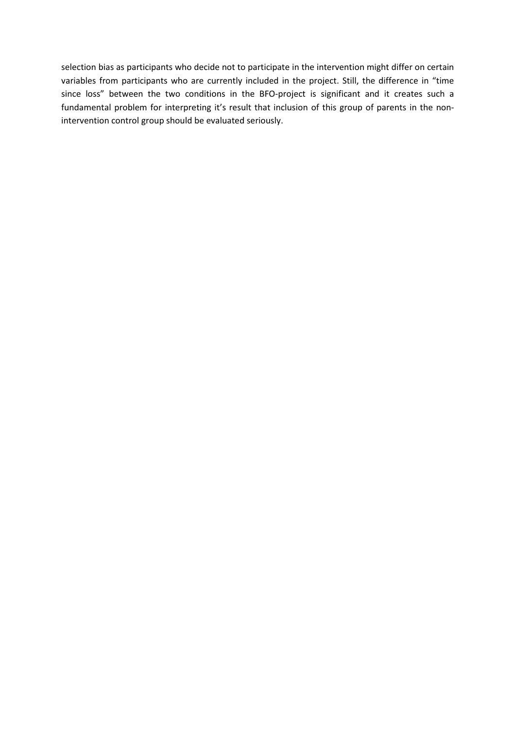selection bias as participants who decide not to participate in the intervention might differ on certain variables from participants who are currently included in the project. Still, the difference in "time since loss" between the two conditions in the BFO-project is significant and it creates such a fundamental problem for interpreting it's result that inclusion of this group of parents in the non-intervention control group should be evaluated seriously.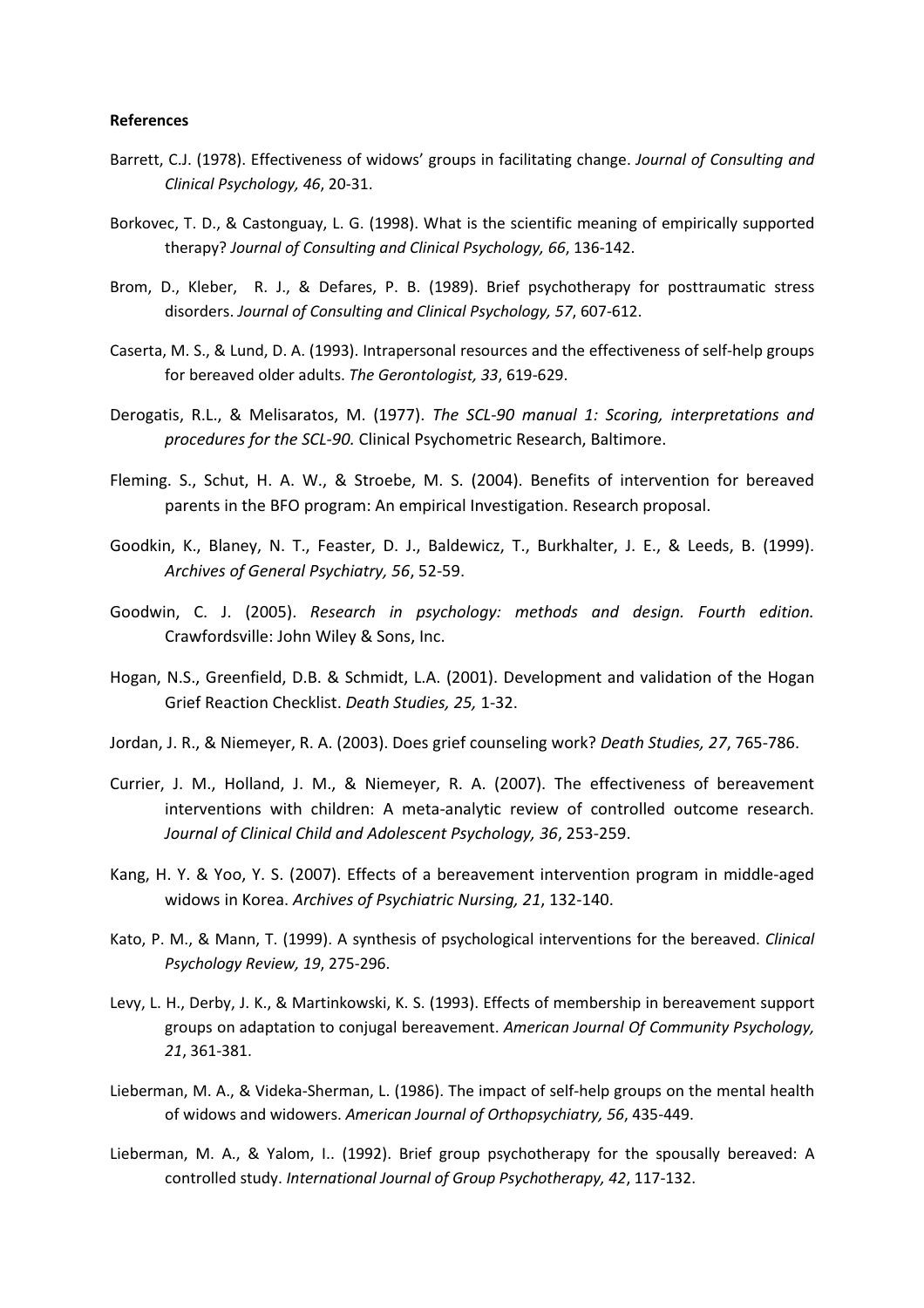**References**

Barrett, C.J. (1978). Effectiveness of widows' groups in facilitating change. *Journal of Consulting and Clinical Psychology, 46*, 20-31.

Borkovec, T. D., & Castonguay, L. G. (1998). What is the scientific meaning of empirically supported therapy? *Journal of Consulting and Clinical Psychology, 66*, 136-142.

Brom, D., Kleber, R. J., & Defares, P. B. (1989). Brief psychotherapy for posttraumatic stress disorders. *Journal of Consulting and Clinical Psychology, 57*, 607-612.

Caserta, M. S., & Lund, D. A. (1993). Intrapersonal resources and the effectiveness of self-help groups for bereaved older adults. *The Gerontologist, 33*, 619-629.

Derogatis, R.L., & Melisaratos, M. (1977). *The SCL-90 manual 1: Scoring, interpretations and procedures for the SCL-90.* Clinical Psychometric Research, Baltimore.

Fleming. S., Schut, H. A. W., & Stroebe, M. S. (2004). Benefits of intervention for bereaved parents in the BFO program: An empirical Investigation. Research proposal.

Goodkin, K., Blaney, N. T., Feaster, D. J., Baldewicz, T., Burkhalter, J. E., & Leeds, B. (1999). *Archives of General Psychiatry, 56*, 52-59.

Goodwin, C. J. (2005). *Research in psychology: methods and design. Fourth edition.* Crawfordsville: John Wiley & Sons, Inc.

Hogan, N.S., Greenfield, D.B. & Schmidt, L.A. (2001). Development and validation of the Hogan Grief Reaction Checklist. *Death Studies, 25,* 1-32.

Jordan, J. R., & Niemeyer, R. A. (2003). Does grief counseling work? *Death Studies, 27*, 765-786.

Currier, J. M., Holland, J. M., & Niemeyer, R. A. (2007). The effectiveness of bereavement interventions with children: A meta-analytic review of controlled outcome research. *Journal of Clinical Child and Adolescent Psychology, 36*, 253-259.

Kang, H. Y. & Yoo, Y. S. (2007). Effects of a bereavement intervention program in middle-aged widows in Korea. *Archives of Psychiatric Nursing, 21*, 132-140.

Kato, P. M., & Mann, T. (1999). A synthesis of psychological interventions for the bereaved. *Clinical Psychology Review, 19*, 275-296.

Levy, L. H., Derby, J. K., & Martinkowski, K. S. (1993). Effects of membership in bereavement support groups on adaptation to conjugal bereavement. *American Journal Of Community Psychology, 21*, 361-381.

Lieberman, M. A., & Videka-Sherman, L. (1986). The impact of self-help groups on the mental health of widows and widowers. *American Journal of Orthopsychiatry, 56*, 435-449.

Lieberman, M. A., & Yalom, I.. (1992). Brief group psychotherapy for the spousally bereaved: A controlled study. *International Journal of Group Psychotherapy, 42*, 117-132.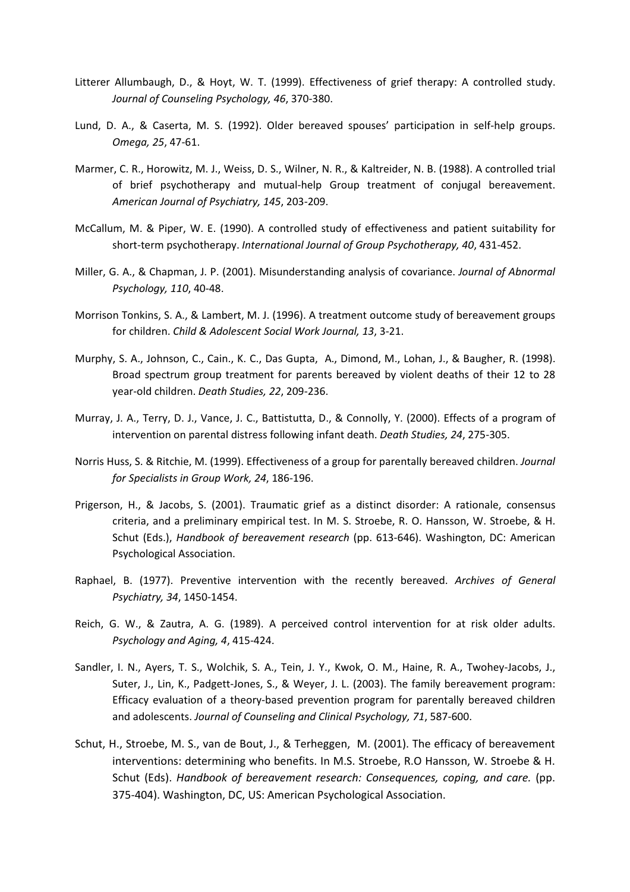Litterer Allumbaugh, D., & Hoyt, W. T. (1999). Effectiveness of grief therapy: A controlled study. *Journal of Counseling Psychology, 46*, 370-380.

Lund, D. A., & Caserta, M. S. (1992). Older bereaved spouses' participation in self-help groups. *Omega, 25*, 47-61.

Marmer, C. R., Horowitz, M. J., Weiss, D. S., Wilner, N. R., & Kaltreider, N. B. (1988). A controlled trial of brief psychotherapy and mutual-help Group treatment of conjugal bereavement. *American Journal of Psychiatry, 145*, 203-209.

McCallum, M. & Piper, W. E. (1990). A controlled study of effectiveness and patient suitability for short-term psychotherapy. *International Journal of Group Psychotherapy, 40*, 431-452.

Miller, G. A., & Chapman, J. P. (2001). Misunderstanding analysis of covariance. *Journal of Abnormal Psychology, 110*, 40-48.

Morrison Tonkins, S. A., & Lambert, M. J. (1996). A treatment outcome study of bereavement groups for children. *Child & Adolescent Social Work Journal, 13*, 3-21.

Murphy, S. A., Johnson, C., Cain., K. C., Das Gupta, A., Dimond, M., Lohan, J., & Baugher, R. (1998). Broad spectrum group treatment for parents bereaved by violent deaths of their 12 to 28 year-old children. *Death Studies, 22*, 209-236.

Murray, J. A., Terry, D. J., Vance, J. C., Battistutta, D., & Connolly, Y. (2000). Effects of a program of intervention on parental distress following infant death. *Death Studies, 24*, 275-305.

Norris Huss, S. & Ritchie, M. (1999). Effectiveness of a group for parentally bereaved children. *Journal for Specialists in Group Work, 24*, 186-196.

Prigerson, H., & Jacobs, S. (2001). Traumatic grief as a distinct disorder: A rationale, consensus criteria, and a preliminary empirical test. In M. S. Stroebe, R. O. Hansson, W. Stroebe, & H. Schut (Eds.), *Handbook of bereavement research* (pp. 613-646). Washington, DC: American Psychological Association.

Raphael, B. (1977). Preventive intervention with the recently bereaved. *Archives of General Psychiatry, 34*, 1450-1454.

Reich, G. W., & Zautra, A. G. (1989). A perceived control intervention for at risk older adults. *Psychology and Aging, 4*, 415-424.

Sandler, I. N., Ayers, T. S., Wolchik, S. A., Tein, J. Y., Kwok, O. M., Haine, R. A., Twohey-Jacobs, J., Suter, J., Lin, K., Padgett-Jones, S., & Weyer, J. L. (2003). The family bereavement program: Efficacy evaluation of a theory-based prevention program for parentally bereaved children and adolescents. *Journal of Counseling and Clinical Psychology, 71*, 587-600.

Schut, H., Stroebe, M. S., van de Bout, J., & Terheggen, M. (2001). The efficacy of bereavement interventions: determining who benefits. In M.S. Stroebe, R.O Hansson, W. Stroebe & H. Schut (Eds). *Handbook of bereavement research: Consequences, coping, and care.* (pp. 375-404). Washington, DC, US: American Psychological Association.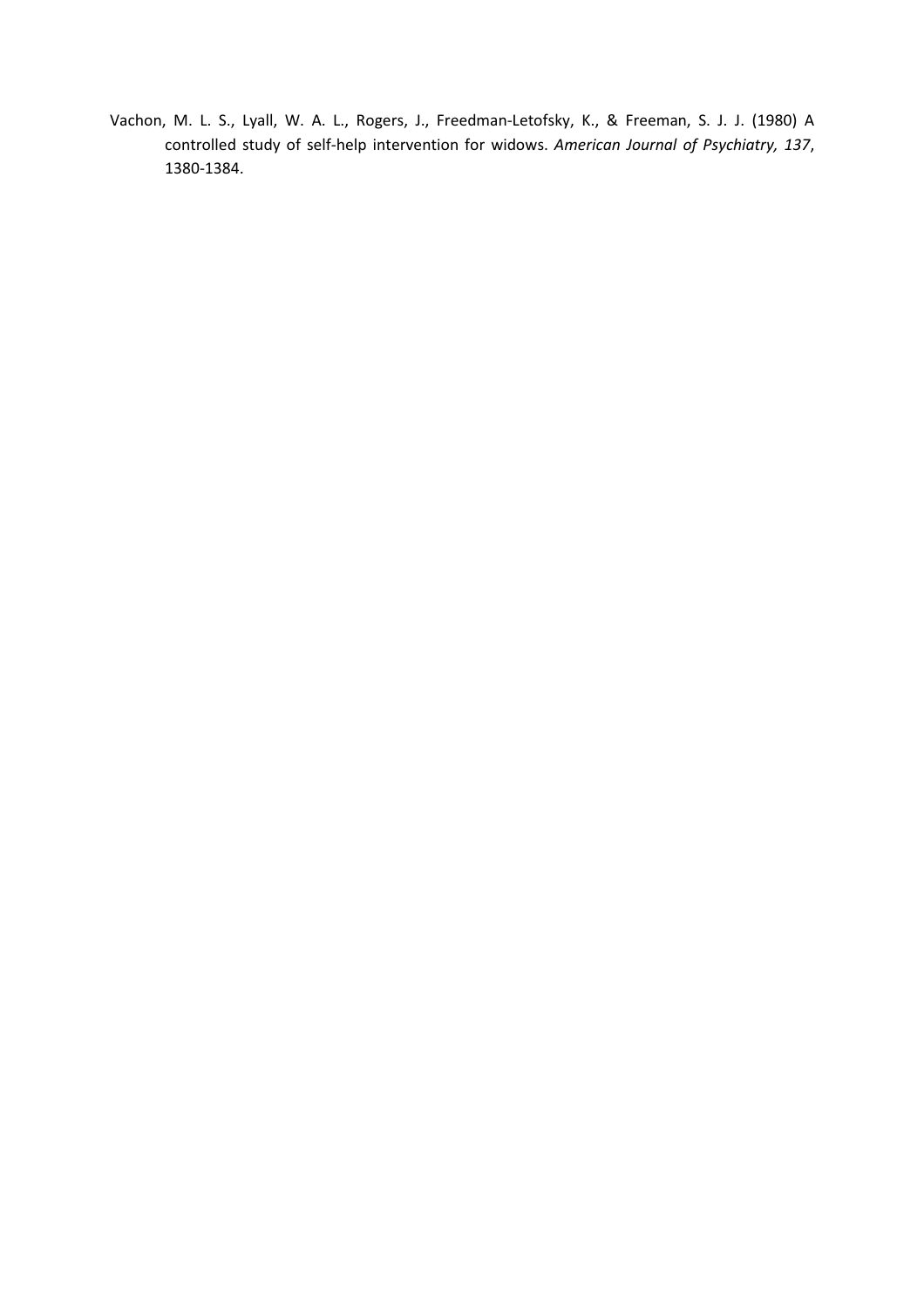Vachon, M. L. S., Lyall, W. A. L., Rogers, J., Freedman-Letofsky, K., & Freeman, S. J. J. (1980) A controlled study of self-help intervention for widows. *American Journal of Psychiatry, 137*, 1380-1384.